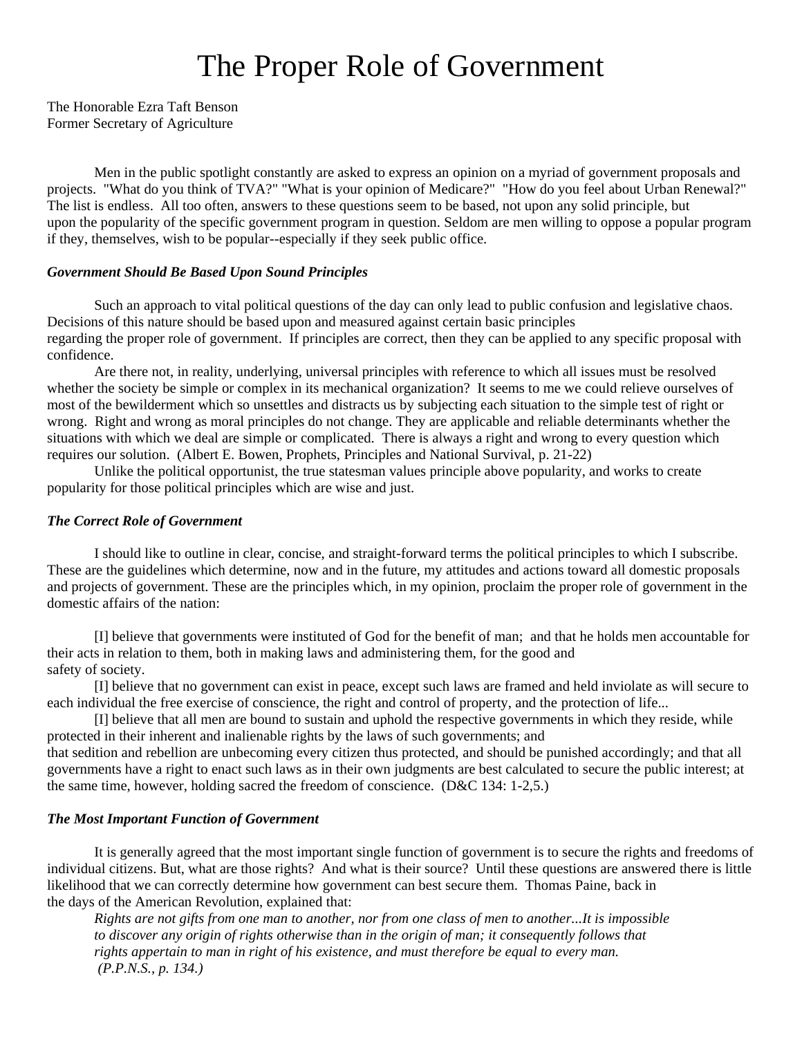# The Proper Role of Government

The Honorable Ezra Taft Benson
Former Secretary of Agriculture

Men in the public spotlight constantly are asked to express an opinion on a myriad of government proposals and projects. "What do you think of TVA?" "What is your opinion of Medicare?" "How do you feel about Urban Renewal?" The list is endless. All too often, answers to these questions seem to be based, not upon any solid principle, but upon the popularity of the specific government program in question. Seldom are men willing to oppose a popular program if they, themselves, wish to be popular--especially if they seek public office.

### *Government Should Be Based Upon Sound Principles*

Such an approach to vital political questions of the day can only lead to public confusion and legislative chaos. Decisions of this nature should be based upon and measured against certain basic principles regarding the proper role of government. If principles are correct, then they can be applied to any specific proposal with confidence.

Are there not, in reality, underlying, universal principles with reference to which all issues must be resolved whether the society be simple or complex in its mechanical organization? It seems to me we could relieve ourselves of most of the bewilderment which so unsettles and distracts us by subjecting each situation to the simple test of right or wrong. Right and wrong as moral principles do not change. They are applicable and reliable determinants whether the situations with which we deal are simple or complicated. There is always a right and wrong to every question which requires our solution. (Albert E. Bowen, Prophets, Principles and National Survival, p. 21-22)

Unlike the political opportunist, the true statesman values principle above popularity, and works to create popularity for those political principles which are wise and just.

### *The Correct Role of Government*

I should like to outline in clear, concise, and straight-forward terms the political principles to which I subscribe. These are the guidelines which determine, now and in the future, my attitudes and actions toward all domestic proposals and projects of government. These are the principles which, in my opinion, proclaim the proper role of government in the domestic affairs of the nation:

[I] believe that governments were instituted of God for the benefit of man; and that he holds men accountable for their acts in relation to them, both in making laws and administering them, for the good and safety of society.

[I] believe that no government can exist in peace, except such laws are framed and held inviolate as will secure to each individual the free exercise of conscience, the right and control of property, and the protection of life...

[I] believe that all men are bound to sustain and uphold the respective governments in which they reside, while protected in their inherent and inalienable rights by the laws of such governments; and that sedition and rebellion are unbecoming every citizen thus protected, and should be punished accordingly; and that all governments have a right to enact such laws as in their own judgments are best calculated to secure the public interest; at the same time, however, holding sacred the freedom of conscience. (D&C 134: 1-2,5.)

### *The Most Important Function of Government*

It is generally agreed that the most important single function of government is to secure the rights and freedoms of individual citizens. But, what are those rights? And what is their source? Until these questions are answered there is little likelihood that we can correctly determine how government can best secure them. Thomas Paine, back in the days of the American Revolution, explained that:

> *Rights are not gifts from one man to another, nor from one class of men to another...It is impossible to discover any origin of rights otherwise than in the origin of man; it consequently follows that rights appertain to man in right of his existence, and must therefore be equal to every man. (P.P.N.S., p. 134.)*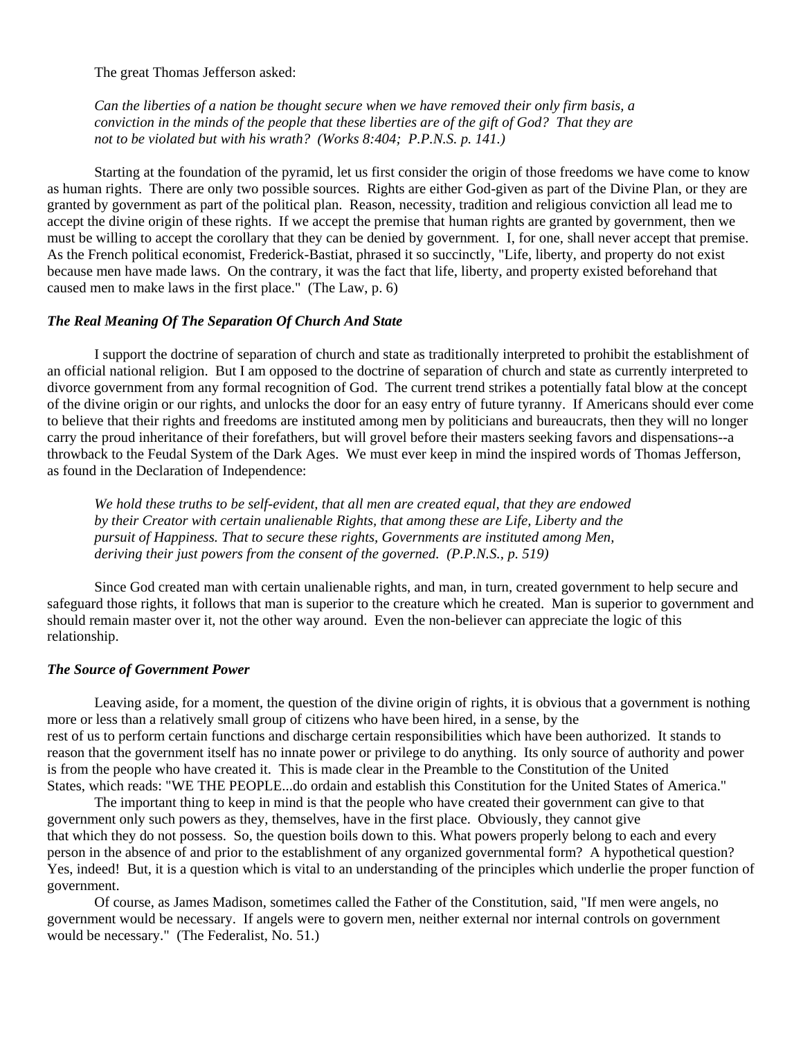The great Thomas Jefferson asked:

> *Can the liberties of a nation be thought secure when we have removed their only firm basis, a conviction in the minds of the people that these liberties are of the gift of God? That they are not to be violated but with his wrath? (Works 8:404; P.P.N.S. p. 141.)*

Starting at the foundation of the pyramid, let us first consider the origin of those freedoms we have come to know as human rights. There are only two possible sources. Rights are either God-given as part of the Divine Plan, or they are granted by government as part of the political plan. Reason, necessity, tradition and religious conviction all lead me to accept the divine origin of these rights. If we accept the premise that human rights are granted by government, then we must be willing to accept the corollary that they can be denied by government. I, for one, shall never accept that premise. As the French political economist, Frederick-Bastiat, phrased it so succinctly, "Life, liberty, and property do not exist because men have made laws. On the contrary, it was the fact that life, liberty, and property existed beforehand that caused men to make laws in the first place." (The Law, p. 6)

### *The Real Meaning Of The Separation Of Church And State*

I support the doctrine of separation of church and state as traditionally interpreted to prohibit the establishment of an official national religion. But I am opposed to the doctrine of separation of church and state as currently interpreted to divorce government from any formal recognition of God. The current trend strikes a potentially fatal blow at the concept of the divine origin or our rights, and unlocks the door for an easy entry of future tyranny. If Americans should ever come to believe that their rights and freedoms are instituted among men by politicians and bureaucrats, then they will no longer carry the proud inheritance of their forefathers, but will grovel before their masters seeking favors and dispensations--a throwback to the Feudal System of the Dark Ages. We must ever keep in mind the inspired words of Thomas Jefferson, as found in the Declaration of Independence:

> *We hold these truths to be self-evident, that all men are created equal, that they are endowed by their Creator with certain unalienable Rights, that among these are Life, Liberty and the pursuit of Happiness. That to secure these rights, Governments are instituted among Men, deriving their just powers from the consent of the governed. (P.P.N.S., p. 519)*

Since God created man with certain unalienable rights, and man, in turn, created government to help secure and safeguard those rights, it follows that man is superior to the creature which he created. Man is superior to government and should remain master over it, not the other way around. Even the non-believer can appreciate the logic of this relationship.

### *The Source of Government Power*

Leaving aside, for a moment, the question of the divine origin of rights, it is obvious that a government is nothing more or less than a relatively small group of citizens who have been hired, in a sense, by the rest of us to perform certain functions and discharge certain responsibilities which have been authorized. It stands to reason that the government itself has no innate power or privilege to do anything. Its only source of authority and power is from the people who have created it. This is made clear in the Preamble to the Constitution of the United States, which reads: "WE THE PEOPLE...do ordain and establish this Constitution for the United States of America."

The important thing to keep in mind is that the people who have created their government can give to that government only such powers as they, themselves, have in the first place. Obviously, they cannot give that which they do not possess. So, the question boils down to this. What powers properly belong to each and every person in the absence of and prior to the establishment of any organized governmental form? A hypothetical question? Yes, indeed! But, it is a question which is vital to an understanding of the principles which underlie the proper function of government.

Of course, as James Madison, sometimes called the Father of the Constitution, said, "If men were angels, no government would be necessary. If angels were to govern men, neither external nor internal controls on government would be necessary." (The Federalist, No. 51.)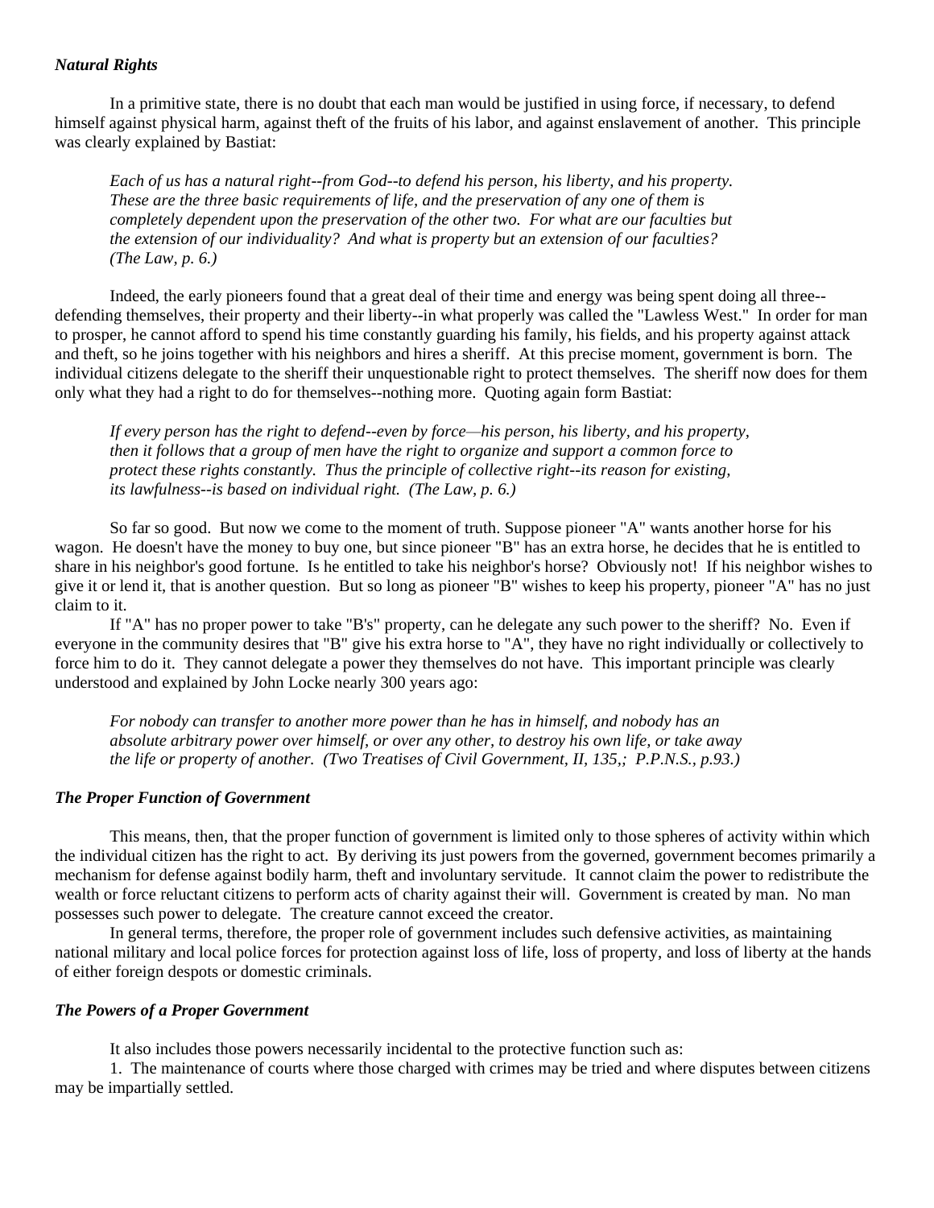### *Natural Rights*

In a primitive state, there is no doubt that each man would be justified in using force, if necessary, to defend himself against physical harm, against theft of the fruits of his labor, and against enslavement of another. This principle was clearly explained by Bastiat:

> *Each of us has a natural right--from God--to defend his person, his liberty, and his property. These are the three basic requirements of life, and the preservation of any one of them is completely dependent upon the preservation of the other two. For what are our faculties but the extension of our individuality? And what is property but an extension of our faculties? (The Law, p. 6.)*

Indeed, the early pioneers found that a great deal of their time and energy was being spent doing all three--defending themselves, their property and their liberty--in what properly was called the "Lawless West." In order for man to prosper, he cannot afford to spend his time constantly guarding his family, his fields, and his property against attack and theft, so he joins together with his neighbors and hires a sheriff. At this precise moment, government is born. The individual citizens delegate to the sheriff their unquestionable right to protect themselves. The sheriff now does for them only what they had a right to do for themselves--nothing more. Quoting again form Bastiat:

> *If every person has the right to defend--even by force—his person, his liberty, and his property, then it follows that a group of men have the right to organize and support a common force to protect these rights constantly. Thus the principle of collective right--its reason for existing, its lawfulness--is based on individual right. (The Law, p. 6.)*

So far so good. But now we come to the moment of truth. Suppose pioneer "A" wants another horse for his wagon. He doesn't have the money to buy one, but since pioneer "B" has an extra horse, he decides that he is entitled to share in his neighbor's good fortune. Is he entitled to take his neighbor's horse? Obviously not! If his neighbor wishes to give it or lend it, that is another question. But so long as pioneer "B" wishes to keep his property, pioneer "A" has no just claim to it.

If "A" has no proper power to take "B's" property, can he delegate any such power to the sheriff? No. Even if everyone in the community desires that "B" give his extra horse to "A", they have no right individually or collectively to force him to do it. They cannot delegate a power they themselves do not have. This important principle was clearly understood and explained by John Locke nearly 300 years ago:

> *For nobody can transfer to another more power than he has in himself, and nobody has an absolute arbitrary power over himself, or over any other, to destroy his own life, or take away the life or property of another. (Two Treatises of Civil Government, II, 135,; P.P.N.S., p.93.)*

### *The Proper Function of Government*

This means, then, that the proper function of government is limited only to those spheres of activity within which the individual citizen has the right to act. By deriving its just powers from the governed, government becomes primarily a mechanism for defense against bodily harm, theft and involuntary servitude. It cannot claim the power to redistribute the wealth or force reluctant citizens to perform acts of charity against their will. Government is created by man. No man possesses such power to delegate. The creature cannot exceed the creator.

In general terms, therefore, the proper role of government includes such defensive activities, as maintaining national military and local police forces for protection against loss of life, loss of property, and loss of liberty at the hands of either foreign despots or domestic criminals.

### *The Powers of a Proper Government*

It also includes those powers necessarily incidental to the protective function such as:

1. The maintenance of courts where those charged with crimes may be tried and where disputes between citizens may be impartially settled.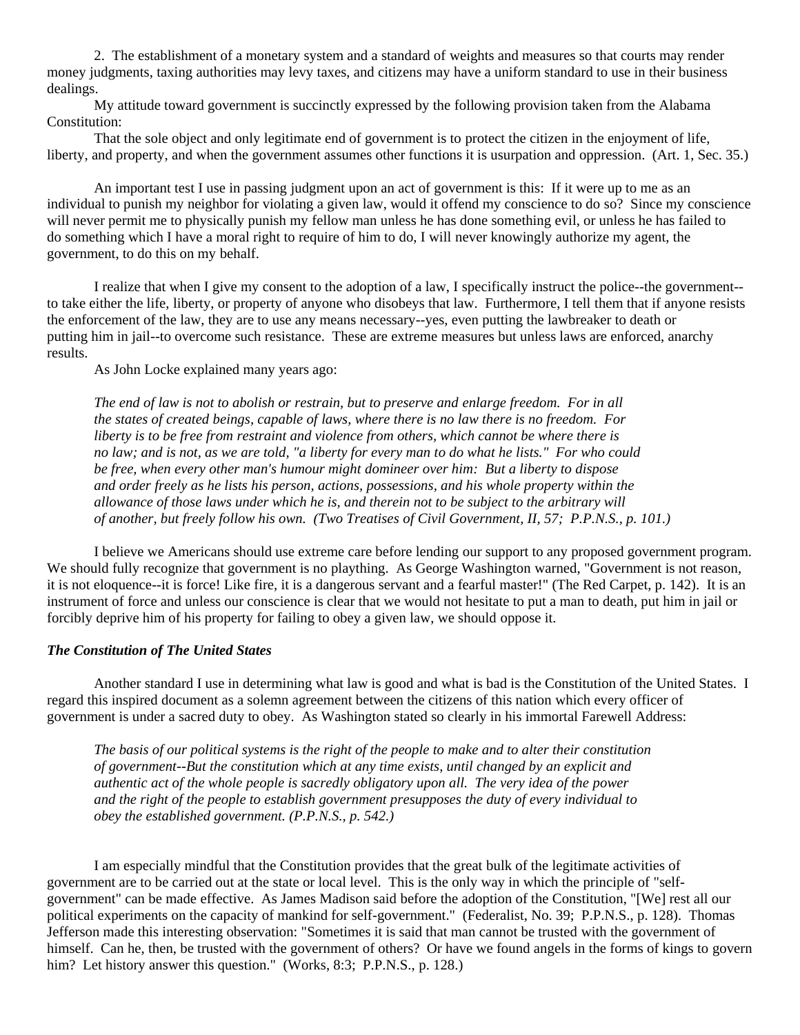2. The establishment of a monetary system and a standard of weights and measures so that courts may render money judgments, taxing authorities may levy taxes, and citizens may have a uniform standard to use in their business dealings.

My attitude toward government is succinctly expressed by the following provision taken from the Alabama Constitution:

That the sole object and only legitimate end of government is to protect the citizen in the enjoyment of life, liberty, and property, and when the government assumes other functions it is usurpation and oppression. (Art. 1, Sec. 35.)

An important test I use in passing judgment upon an act of government is this: If it were up to me as an individual to punish my neighbor for violating a given law, would it offend my conscience to do so? Since my conscience will never permit me to physically punish my fellow man unless he has done something evil, or unless he has failed to do something which I have a moral right to require of him to do, I will never knowingly authorize my agent, the government, to do this on my behalf.

I realize that when I give my consent to the adoption of a law, I specifically instruct the police--the government--to take either the life, liberty, or property of anyone who disobeys that law. Furthermore, I tell them that if anyone resists the enforcement of the law, they are to use any means necessary--yes, even putting the lawbreaker to death or putting him in jail--to overcome such resistance. These are extreme measures but unless laws are enforced, anarchy results.

As John Locke explained many years ago:

> *The end of law is not to abolish or restrain, but to preserve and enlarge freedom. For in all the states of created beings, capable of laws, where there is no law there is no freedom. For liberty is to be free from restraint and violence from others, which cannot be where there is no law; and is not, as we are told, "a liberty for every man to do what he lists." For who could be free, when every other man's humour might domineer over him: But a liberty to dispose and order freely as he lists his person, actions, possessions, and his whole property within the allowance of those laws under which he is, and therein not to be subject to the arbitrary will of another, but freely follow his own. (Two Treatises of Civil Government, II, 57; P.P.N.S., p. 101.)*

I believe we Americans should use extreme care before lending our support to any proposed government program. We should fully recognize that government is no plaything. As George Washington warned, "Government is not reason, it is not eloquence--it is force! Like fire, it is a dangerous servant and a fearful master!" (The Red Carpet, p. 142). It is an instrument of force and unless our conscience is clear that we would not hesitate to put a man to death, put him in jail or forcibly deprive him of his property for failing to obey a given law, we should oppose it.

***The Constitution of The United States***

Another standard I use in determining what law is good and what is bad is the Constitution of the United States. I regard this inspired document as a solemn agreement between the citizens of this nation which every officer of government is under a sacred duty to obey. As Washington stated so clearly in his immortal Farewell Address:

> *The basis of our political systems is the right of the people to make and to alter their constitution of government--But the constitution which at any time exists, until changed by an explicit and authentic act of the whole people is sacredly obligatory upon all. The very idea of the power and the right of the people to establish government presupposes the duty of every individual to obey the established government. (P.P.N.S., p. 542.)*

I am especially mindful that the Constitution provides that the great bulk of the legitimate activities of government are to be carried out at the state or local level. This is the only way in which the principle of "self-government" can be made effective. As James Madison said before the adoption of the Constitution, "[We] rest all our political experiments on the capacity of mankind for self-government." (Federalist, No. 39; P.P.N.S., p. 128). Thomas Jefferson made this interesting observation: "Sometimes it is said that man cannot be trusted with the government of himself. Can he, then, be trusted with the government of others? Or have we found angels in the forms of kings to govern him? Let history answer this question." (Works, 8:3; P.P.N.S., p. 128.)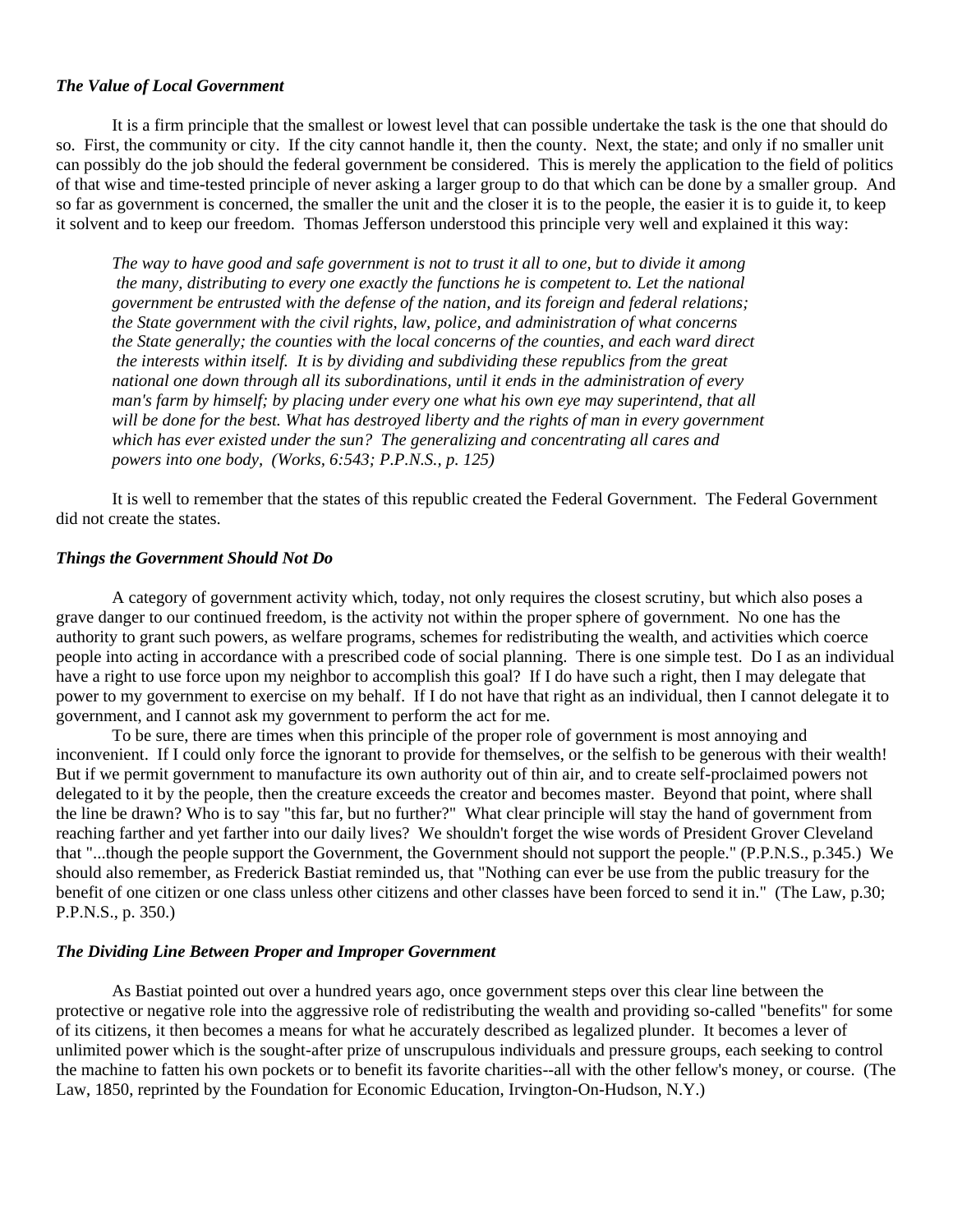### *The Value of Local Government*

It is a firm principle that the smallest or lowest level that can possible undertake the task is the one that should do so. First, the community or city. If the city cannot handle it, then the county. Next, the state; and only if no smaller unit can possibly do the job should the federal government be considered. This is merely the application to the field of politics of that wise and time-tested principle of never asking a larger group to do that which can be done by a smaller group. And so far as government is concerned, the smaller the unit and the closer it is to the people, the easier it is to guide it, to keep it solvent and to keep our freedom. Thomas Jefferson understood this principle very well and explained it this way:

> *The way to have good and safe government is not to trust it all to one, but to divide it among the many, distributing to every one exactly the functions he is competent to. Let the national government be entrusted with the defense of the nation, and its foreign and federal relations; the State government with the civil rights, law, police, and administration of what concerns the State generally; the counties with the local concerns of the counties, and each ward direct the interests within itself. It is by dividing and subdividing these republics from the great national one down through all its subordinations, until it ends in the administration of every man's farm by himself; by placing under every one what his own eye may superintend, that all will be done for the best. What has destroyed liberty and the rights of man in every government which has ever existed under the sun? The generalizing and concentrating all cares and powers into one body, (Works, 6:543; P.P.N.S., p. 125)*

It is well to remember that the states of this republic created the Federal Government. The Federal Government did not create the states.

### *Things the Government Should Not Do*

A category of government activity which, today, not only requires the closest scrutiny, but which also poses a grave danger to our continued freedom, is the activity not within the proper sphere of government. No one has the authority to grant such powers, as welfare programs, schemes for redistributing the wealth, and activities which coerce people into acting in accordance with a prescribed code of social planning. There is one simple test. Do I as an individual have a right to use force upon my neighbor to accomplish this goal? If I do have such a right, then I may delegate that power to my government to exercise on my behalf. If I do not have that right as an individual, then I cannot delegate it to government, and I cannot ask my government to perform the act for me.

To be sure, there are times when this principle of the proper role of government is most annoying and inconvenient. If I could only force the ignorant to provide for themselves, or the selfish to be generous with their wealth! But if we permit government to manufacture its own authority out of thin air, and to create self-proclaimed powers not delegated to it by the people, then the creature exceeds the creator and becomes master. Beyond that point, where shall the line be drawn? Who is to say "this far, but no further?" What clear principle will stay the hand of government from reaching farther and yet farther into our daily lives? We shouldn't forget the wise words of President Grover Cleveland that "...though the people support the Government, the Government should not support the people." (P.P.N.S., p.345.) We should also remember, as Frederick Bastiat reminded us, that "Nothing can ever be use from the public treasury for the benefit of one citizen or one class unless other citizens and other classes have been forced to send it in." (The Law, p.30; P.P.N.S., p. 350.)

### *The Dividing Line Between Proper and Improper Government*

As Bastiat pointed out over a hundred years ago, once government steps over this clear line between the protective or negative role into the aggressive role of redistributing the wealth and providing so-called "benefits" for some of its citizens, it then becomes a means for what he accurately described as legalized plunder. It becomes a lever of unlimited power which is the sought-after prize of unscrupulous individuals and pressure groups, each seeking to control the machine to fatten his own pockets or to benefit its favorite charities--all with the other fellow's money, or course. (The Law, 1850, reprinted by the Foundation for Economic Education, Irvington-On-Hudson, N.Y.)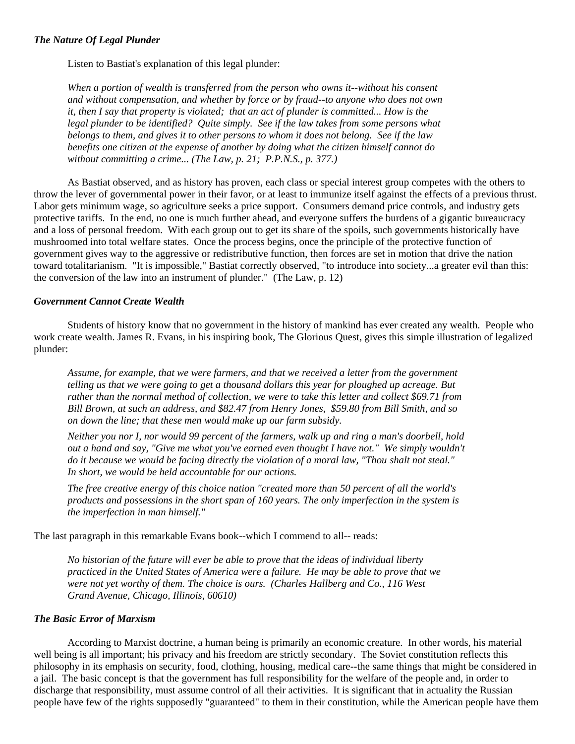### *The Nature Of Legal Plunder*

Listen to Bastiat's explanation of this legal plunder:

> *When a portion of wealth is transferred from the person who owns it--without his consent and without compensation, and whether by force or by fraud--to anyone who does not own it, then I say that property is violated; that an act of plunder is committed... How is the legal plunder to be identified? Quite simply. See if the law takes from some persons what belongs to them, and gives it to other persons to whom it does not belong. See if the law benefits one citizen at the expense of another by doing what the citizen himself cannot do without committing a crime... (The Law, p. 21; P.P.N.S., p. 377.)*

As Bastiat observed, and as history has proven, each class or special interest group competes with the others to throw the lever of governmental power in their favor, or at least to immunize itself against the effects of a previous thrust. Labor gets minimum wage, so agriculture seeks a price support. Consumers demand price controls, and industry gets protective tariffs. In the end, no one is much further ahead, and everyone suffers the burdens of a gigantic bureaucracy and a loss of personal freedom. With each group out to get its share of the spoils, such governments historically have mushroomed into total welfare states. Once the process begins, once the principle of the protective function of government gives way to the aggressive or redistributive function, then forces are set in motion that drive the nation toward totalitarianism. "It is impossible," Bastiat correctly observed, "to introduce into society...a greater evil than this: the conversion of the law into an instrument of plunder." (The Law, p. 12)

### *Government Cannot Create Wealth*

Students of history know that no government in the history of mankind has ever created any wealth. People who work create wealth. James R. Evans, in his inspiring book, The Glorious Quest, gives this simple illustration of legalized plunder:

> *Assume, for example, that we were farmers, and that we received a letter from the government telling us that we were going to get a thousand dollars this year for ploughed up acreage. But rather than the normal method of collection, we were to take this letter and collect $69.71 from Bill Brown, at such an address, and $82.47 from Henry Jones, $59.80 from Bill Smith, and so on down the line; that these men would make up our farm subsidy.*
>
> *Neither you nor I, nor would 99 percent of the farmers, walk up and ring a man's doorbell, hold out a hand and say, "Give me what you've earned even thought I have not." We simply wouldn't do it because we would be facing directly the violation of a moral law, "Thou shalt not steal." In short, we would be held accountable for our actions.*
>
> *The free creative energy of this choice nation "created more than 50 percent of all the world's products and possessions in the short span of 160 years. The only imperfection in the system is the imperfection in man himself."*

The last paragraph in this remarkable Evans book--which I commend to all-- reads:

> *No historian of the future will ever be able to prove that the ideas of individual liberty practiced in the United States of America were a failure. He may be able to prove that we were not yet worthy of them. The choice is ours. (Charles Hallberg and Co., 116 West Grand Avenue, Chicago, Illinois, 60610)*

### *The Basic Error of Marxism*

According to Marxist doctrine, a human being is primarily an economic creature. In other words, his material well being is all important; his privacy and his freedom are strictly secondary. The Soviet constitution reflects this philosophy in its emphasis on security, food, clothing, housing, medical care--the same things that might be considered in a jail. The basic concept is that the government has full responsibility for the welfare of the people and, in order to discharge that responsibility, must assume control of all their activities. It is significant that in actuality the Russian people have few of the rights supposedly "guaranteed" to them in their constitution, while the American people have them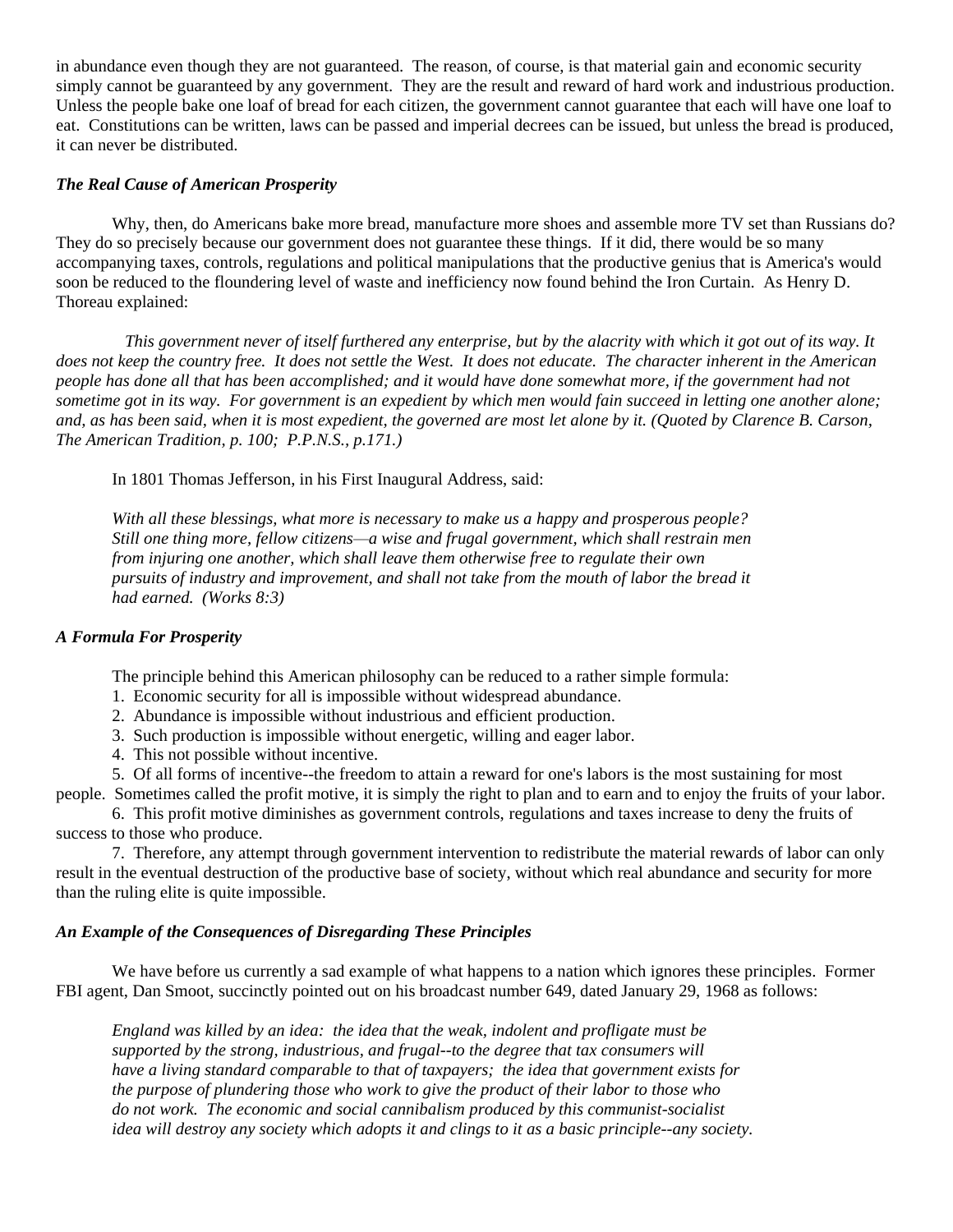in abundance even though they are not guaranteed. The reason, of course, is that material gain and economic security simply cannot be guaranteed by any government. They are the result and reward of hard work and industrious production. Unless the people bake one loaf of bread for each citizen, the government cannot guarantee that each will have one loaf to eat. Constitutions can be written, laws can be passed and imperial decrees can be issued, but unless the bread is produced, it can never be distributed.

### *The Real Cause of American Prosperity*

Why, then, do Americans bake more bread, manufacture more shoes and assemble more TV set than Russians do? They do so precisely because our government does not guarantee these things. If it did, there would be so many accompanying taxes, controls, regulations and political manipulations that the productive genius that is America's would soon be reduced to the floundering level of waste and inefficiency now found behind the Iron Curtain. As Henry D. Thoreau explained:

> *This government never of itself furthered any enterprise, but by the alacrity with which it got out of its way. It does not keep the country free. It does not settle the West. It does not educate. The character inherent in the American people has done all that has been accomplished; and it would have done somewhat more, if the government had not sometime got in its way. For government is an expedient by which men would fain succeed in letting one another alone; and, as has been said, when it is most expedient, the governed are most let alone by it. (Quoted by Clarence B. Carson, The American Tradition, p. 100; P.P.N.S., p.171.)*

In 1801 Thomas Jefferson, in his First Inaugural Address, said:

> *With all these blessings, what more is necessary to make us a happy and prosperous people? Still one thing more, fellow citizens—a wise and frugal government, which shall restrain men from injuring one another, which shall leave them otherwise free to regulate their own pursuits of industry and improvement, and shall not take from the mouth of labor the bread it had earned. (Works 8:3)*

### *A Formula For Prosperity*

The principle behind this American philosophy can be reduced to a rather simple formula:

1. Economic security for all is impossible without widespread abundance.
2. Abundance is impossible without industrious and efficient production.
3. Such production is impossible without energetic, willing and eager labor.
4. This not possible without incentive.
5. Of all forms of incentive--the freedom to attain a reward for one's labors is the most sustaining for most people. Sometimes called the profit motive, it is simply the right to plan and to earn and to enjoy the fruits of your labor.
6. This profit motive diminishes as government controls, regulations and taxes increase to deny the fruits of success to those who produce.
7. Therefore, any attempt through government intervention to redistribute the material rewards of labor can only result in the eventual destruction of the productive base of society, without which real abundance and security for more than the ruling elite is quite impossible.

### *An Example of the Consequences of Disregarding These Principles*

We have before us currently a sad example of what happens to a nation which ignores these principles. Former FBI agent, Dan Smoot, succinctly pointed out on his broadcast number 649, dated January 29, 1968 as follows:

> *England was killed by an idea: the idea that the weak, indolent and profligate must be supported by the strong, industrious, and frugal--to the degree that tax consumers will have a living standard comparable to that of taxpayers; the idea that government exists for the purpose of plundering those who work to give the product of their labor to those who do not work. The economic and social cannibalism produced by this communist-socialist idea will destroy any society which adopts it and clings to it as a basic principle--any society.*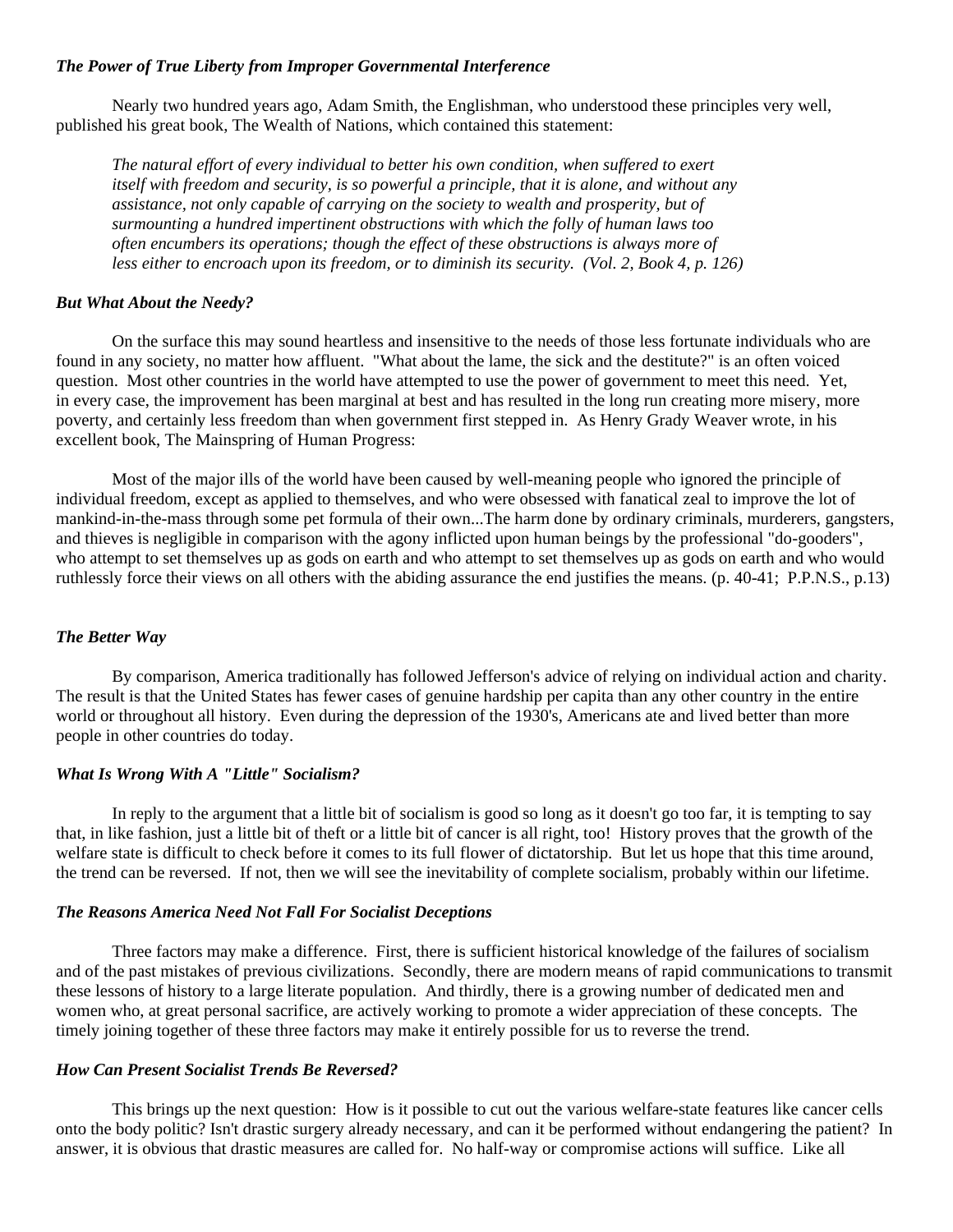***The Power of True Liberty from Improper Governmental Interference***

Nearly two hundred years ago, Adam Smith, the Englishman, who understood these principles very well, published his great book, The Wealth of Nations, which contained this statement:

> *The natural effort of every individual to better his own condition, when suffered to exert itself with freedom and security, is so powerful a principle, that it is alone, and without any assistance, not only capable of carrying on the society to wealth and prosperity, but of surmounting a hundred impertinent obstructions with which the folly of human laws too often encumbers its operations; though the effect of these obstructions is always more of less either to encroach upon its freedom, or to diminish its security. (Vol. 2, Book 4, p. 126)*

***But What About the Needy?***

On the surface this may sound heartless and insensitive to the needs of those less fortunate individuals who are found in any society, no matter how affluent. "What about the lame, the sick and the destitute?" is an often voiced question. Most other countries in the world have attempted to use the power of government to meet this need. Yet, in every case, the improvement has been marginal at best and has resulted in the long run creating more misery, more poverty, and certainly less freedom than when government first stepped in. As Henry Grady Weaver wrote, in his excellent book, The Mainspring of Human Progress:

Most of the major ills of the world have been caused by well-meaning people who ignored the principle of individual freedom, except as applied to themselves, and who were obsessed with fanatical zeal to improve the lot of mankind-in-the-mass through some pet formula of their own...The harm done by ordinary criminals, murderers, gangsters, and thieves is negligible in comparison with the agony inflicted upon human beings by the professional "do-gooders", who attempt to set themselves up as gods on earth and who attempt to set themselves up as gods on earth and who would ruthlessly force their views on all others with the abiding assurance the end justifies the means. (p. 40-41; P.P.N.S., p.13)

***The Better Way***

By comparison, America traditionally has followed Jefferson's advice of relying on individual action and charity. The result is that the United States has fewer cases of genuine hardship per capita than any other country in the entire world or throughout all history. Even during the depression of the 1930's, Americans ate and lived better than more people in other countries do today.

***What Is Wrong With A "Little" Socialism?***

In reply to the argument that a little bit of socialism is good so long as it doesn't go too far, it is tempting to say that, in like fashion, just a little bit of theft or a little bit of cancer is all right, too! History proves that the growth of the welfare state is difficult to check before it comes to its full flower of dictatorship. But let us hope that this time around, the trend can be reversed. If not, then we will see the inevitability of complete socialism, probably within our lifetime.

***The Reasons America Need Not Fall For Socialist Deceptions***

Three factors may make a difference. First, there is sufficient historical knowledge of the failures of socialism and of the past mistakes of previous civilizations. Secondly, there are modern means of rapid communications to transmit these lessons of history to a large literate population. And thirdly, there is a growing number of dedicated men and women who, at great personal sacrifice, are actively working to promote a wider appreciation of these concepts. The timely joining together of these three factors may make it entirely possible for us to reverse the trend.

***How Can Present Socialist Trends Be Reversed?***

This brings up the next question: How is it possible to cut out the various welfare-state features like cancer cells onto the body politic? Isn't drastic surgery already necessary, and can it be performed without endangering the patient? In answer, it is obvious that drastic measures are called for. No half-way or compromise actions will suffice. Like all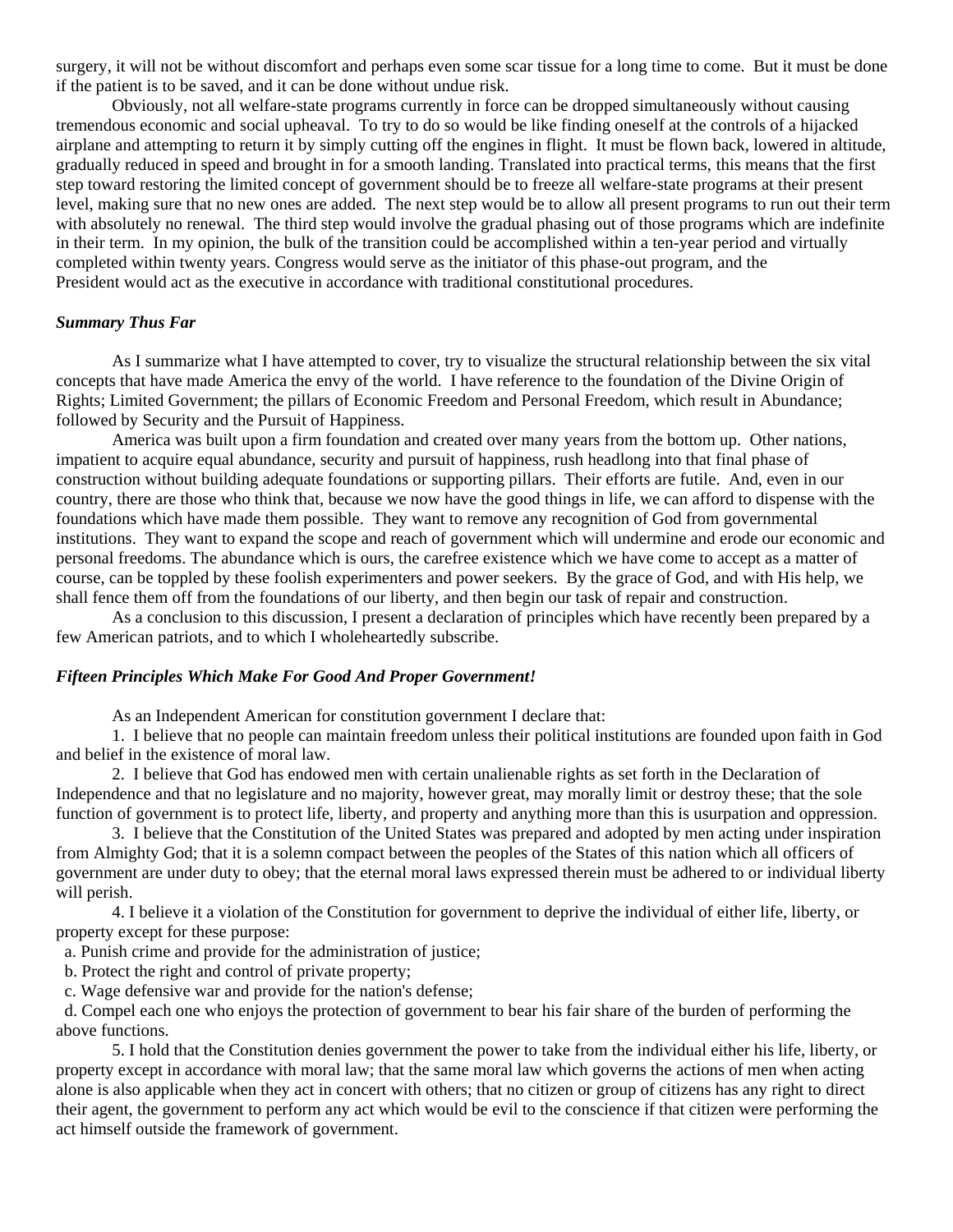surgery, it will not be without discomfort and perhaps even some scar tissue for a long time to come. But it must be done if the patient is to be saved, and it can be done without undue risk.

Obviously, not all welfare-state programs currently in force can be dropped simultaneously without causing tremendous economic and social upheaval. To try to do so would be like finding oneself at the controls of a hijacked airplane and attempting to return it by simply cutting off the engines in flight. It must be flown back, lowered in altitude, gradually reduced in speed and brought in for a smooth landing. Translated into practical terms, this means that the first step toward restoring the limited concept of government should be to freeze all welfare-state programs at their present level, making sure that no new ones are added. The next step would be to allow all present programs to run out their term with absolutely no renewal. The third step would involve the gradual phasing out of those programs which are indefinite in their term. In my opinion, the bulk of the transition could be accomplished within a ten-year period and virtually completed within twenty years. Congress would serve as the initiator of this phase-out program, and the President would act as the executive in accordance with traditional constitutional procedures.

***Summary Thus Far***

As I summarize what I have attempted to cover, try to visualize the structural relationship between the six vital concepts that have made America the envy of the world. I have reference to the foundation of the Divine Origin of Rights; Limited Government; the pillars of Economic Freedom and Personal Freedom, which result in Abundance; followed by Security and the Pursuit of Happiness.

America was built upon a firm foundation and created over many years from the bottom up. Other nations, impatient to acquire equal abundance, security and pursuit of happiness, rush headlong into that final phase of construction without building adequate foundations or supporting pillars. Their efforts are futile. And, even in our country, there are those who think that, because we now have the good things in life, we can afford to dispense with the foundations which have made them possible. They want to remove any recognition of God from governmental institutions. They want to expand the scope and reach of government which will undermine and erode our economic and personal freedoms. The abundance which is ours, the carefree existence which we have come to accept as a matter of course, can be toppled by these foolish experimenters and power seekers. By the grace of God, and with His help, we shall fence them off from the foundations of our liberty, and then begin our task of repair and construction.

As a conclusion to this discussion, I present a declaration of principles which have recently been prepared by a few American patriots, and to which I wholeheartedly subscribe.

***Fifteen Principles Which Make For Good And Proper Government!***

As an Independent American for constitution government I declare that:

1. I believe that no people can maintain freedom unless their political institutions are founded upon faith in God and belief in the existence of moral law.

2. I believe that God has endowed men with certain unalienable rights as set forth in the Declaration of Independence and that no legislature and no majority, however great, may morally limit or destroy these; that the sole function of government is to protect life, liberty, and property and anything more than this is usurpation and oppression.

3. I believe that the Constitution of the United States was prepared and adopted by men acting under inspiration from Almighty God; that it is a solemn compact between the peoples of the States of this nation which all officers of government are under duty to obey; that the eternal moral laws expressed therein must be adhered to or individual liberty will perish.

4. I believe it a violation of the Constitution for government to deprive the individual of either life, liberty, or property except for these purpose:

a. Punish crime and provide for the administration of justice;
b. Protect the right and control of private property;
c. Wage defensive war and provide for the nation's defense;
d. Compel each one who enjoys the protection of government to bear his fair share of the burden of performing the above functions.

5. I hold that the Constitution denies government the power to take from the individual either his life, liberty, or property except in accordance with moral law; that the same moral law which governs the actions of men when acting alone is also applicable when they act in concert with others; that no citizen or group of citizens has any right to direct their agent, the government to perform any act which would be evil to the conscience if that citizen were performing the act himself outside the framework of government.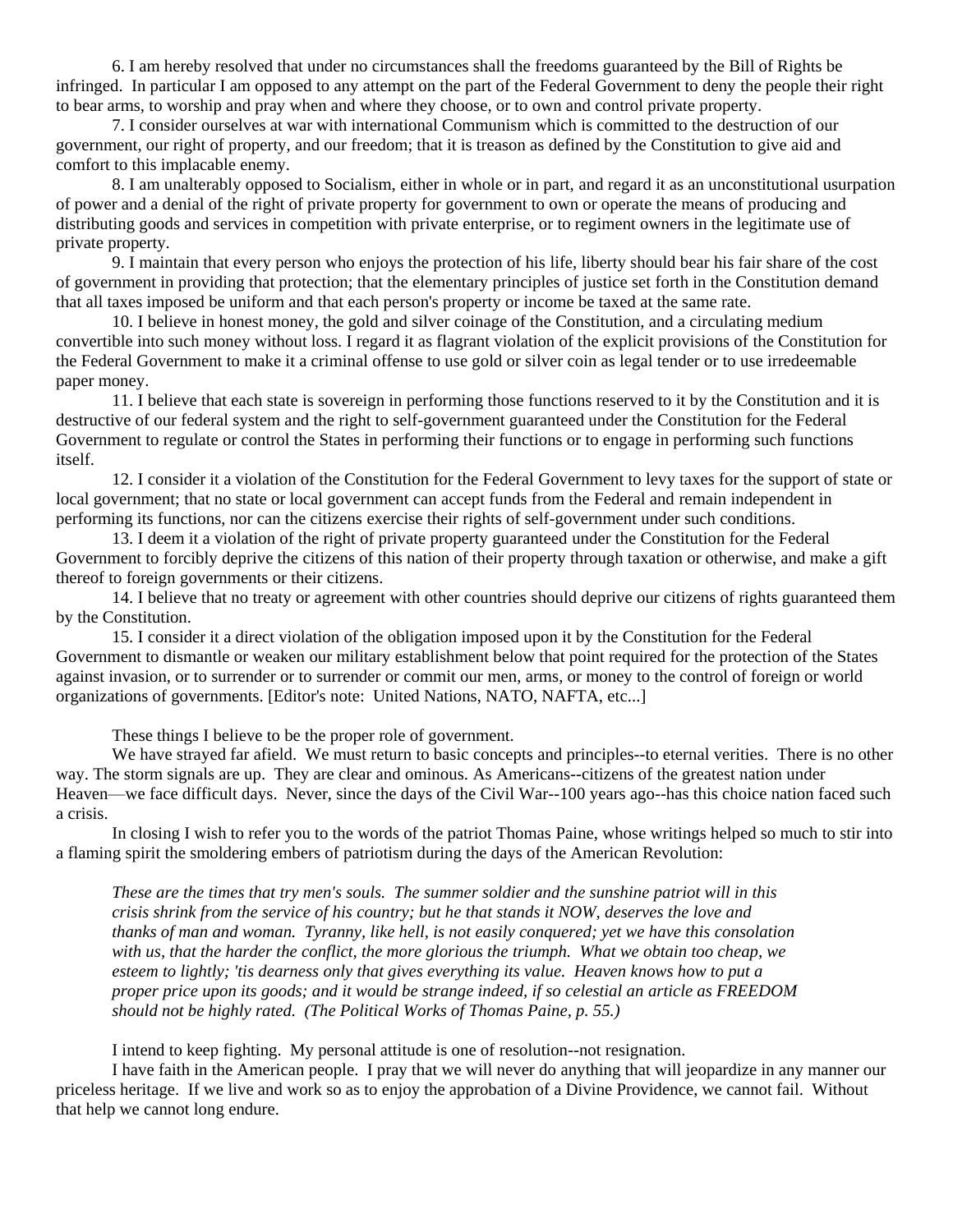6. I am hereby resolved that under no circumstances shall the freedoms guaranteed by the Bill of Rights be infringed. In particular I am opposed to any attempt on the part of the Federal Government to deny the people their right to bear arms, to worship and pray when and where they choose, or to own and control private property.

7. I consider ourselves at war with international Communism which is committed to the destruction of our government, our right of property, and our freedom; that it is treason as defined by the Constitution to give aid and comfort to this implacable enemy.

8. I am unalterably opposed to Socialism, either in whole or in part, and regard it as an unconstitutional usurpation of power and a denial of the right of private property for government to own or operate the means of producing and distributing goods and services in competition with private enterprise, or to regiment owners in the legitimate use of private property.

9. I maintain that every person who enjoys the protection of his life, liberty should bear his fair share of the cost of government in providing that protection; that the elementary principles of justice set forth in the Constitution demand that all taxes imposed be uniform and that each person's property or income be taxed at the same rate.

10. I believe in honest money, the gold and silver coinage of the Constitution, and a circulating medium convertible into such money without loss. I regard it as flagrant violation of the explicit provisions of the Constitution for the Federal Government to make it a criminal offense to use gold or silver coin as legal tender or to use irredeemable paper money.

11. I believe that each state is sovereign in performing those functions reserved to it by the Constitution and it is destructive of our federal system and the right to self-government guaranteed under the Constitution for the Federal Government to regulate or control the States in performing their functions or to engage in performing such functions itself.

12. I consider it a violation of the Constitution for the Federal Government to levy taxes for the support of state or local government; that no state or local government can accept funds from the Federal and remain independent in performing its functions, nor can the citizens exercise their rights of self-government under such conditions.

13. I deem it a violation of the right of private property guaranteed under the Constitution for the Federal Government to forcibly deprive the citizens of this nation of their property through taxation or otherwise, and make a gift thereof to foreign governments or their citizens.

14. I believe that no treaty or agreement with other countries should deprive our citizens of rights guaranteed them by the Constitution.

15. I consider it a direct violation of the obligation imposed upon it by the Constitution for the Federal Government to dismantle or weaken our military establishment below that point required for the protection of the States against invasion, or to surrender or to surrender or commit our men, arms, or money to the control of foreign or world organizations of governments. [Editor's note: United Nations, NATO, NAFTA, etc...]

These things I believe to be the proper role of government.

We have strayed far afield. We must return to basic concepts and principles--to eternal verities. There is no other way. The storm signals are up. They are clear and ominous. As Americans--citizens of the greatest nation under Heaven—we face difficult days. Never, since the days of the Civil War--100 years ago--has this choice nation faced such a crisis.

In closing I wish to refer you to the words of the patriot Thomas Paine, whose writings helped so much to stir into a flaming spirit the smoldering embers of patriotism during the days of the American Revolution:

> *These are the times that try men's souls. The summer soldier and the sunshine patriot will in this crisis shrink from the service of his country; but he that stands it NOW, deserves the love and thanks of man and woman. Tyranny, like hell, is not easily conquered; yet we have this consolation with us, that the harder the conflict, the more glorious the triumph. What we obtain too cheap, we esteem to lightly; 'tis dearness only that gives everything its value. Heaven knows how to put a proper price upon its goods; and it would be strange indeed, if so celestial an article as FREEDOM should not be highly rated. (The Political Works of Thomas Paine, p. 55.)*

I intend to keep fighting. My personal attitude is one of resolution--not resignation.

I have faith in the American people. I pray that we will never do anything that will jeopardize in any manner our priceless heritage. If we live and work so as to enjoy the approbation of a Divine Providence, we cannot fail. Without that help we cannot long endure.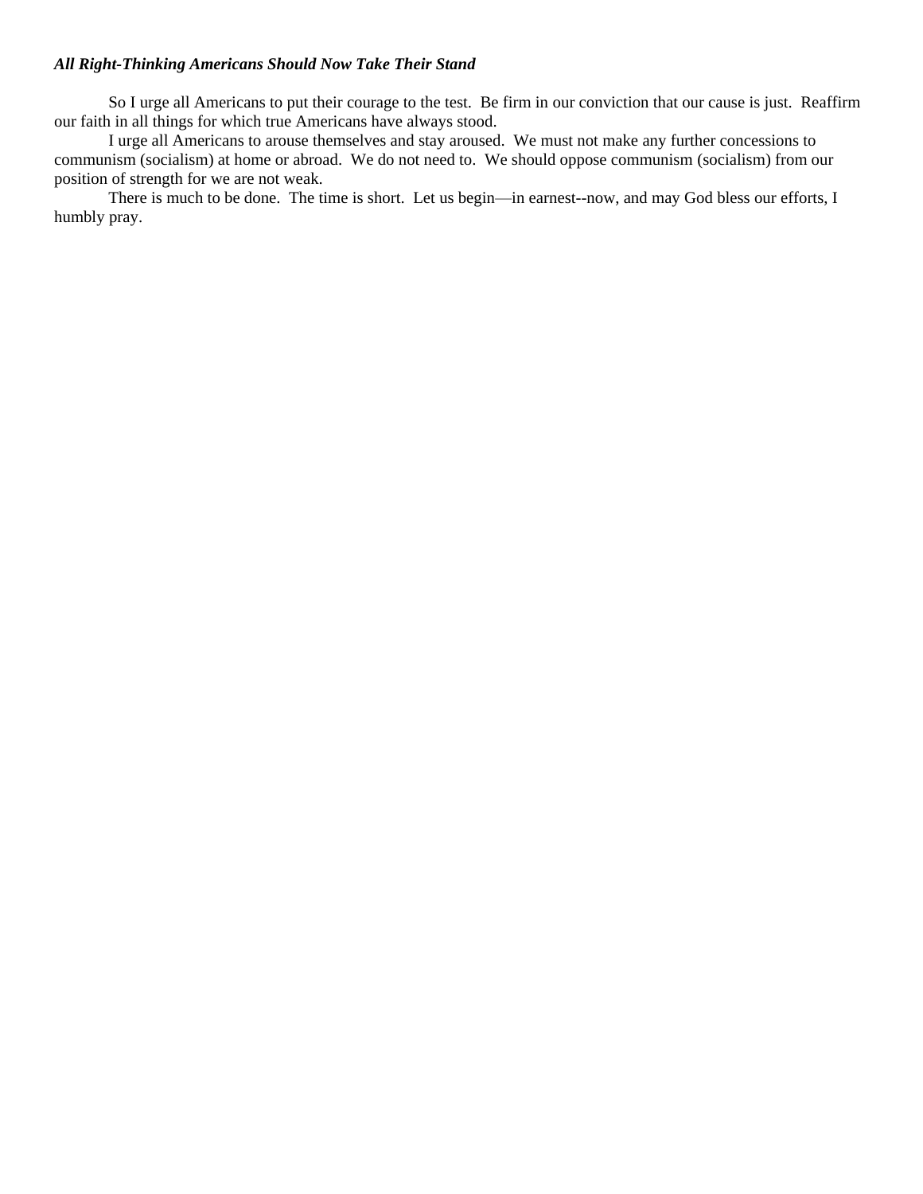***All Right-Thinking Americans Should Now Take Their Stand***

So I urge all Americans to put their courage to the test. Be firm in our conviction that our cause is just. Reaffirm our faith in all things for which true Americans have always stood.

I urge all Americans to arouse themselves and stay aroused. We must not make any further concessions to communism (socialism) at home or abroad. We do not need to. We should oppose communism (socialism) from our position of strength for we are not weak.

There is much to be done. The time is short. Let us begin—in earnest--now, and may God bless our efforts, I humbly pray.